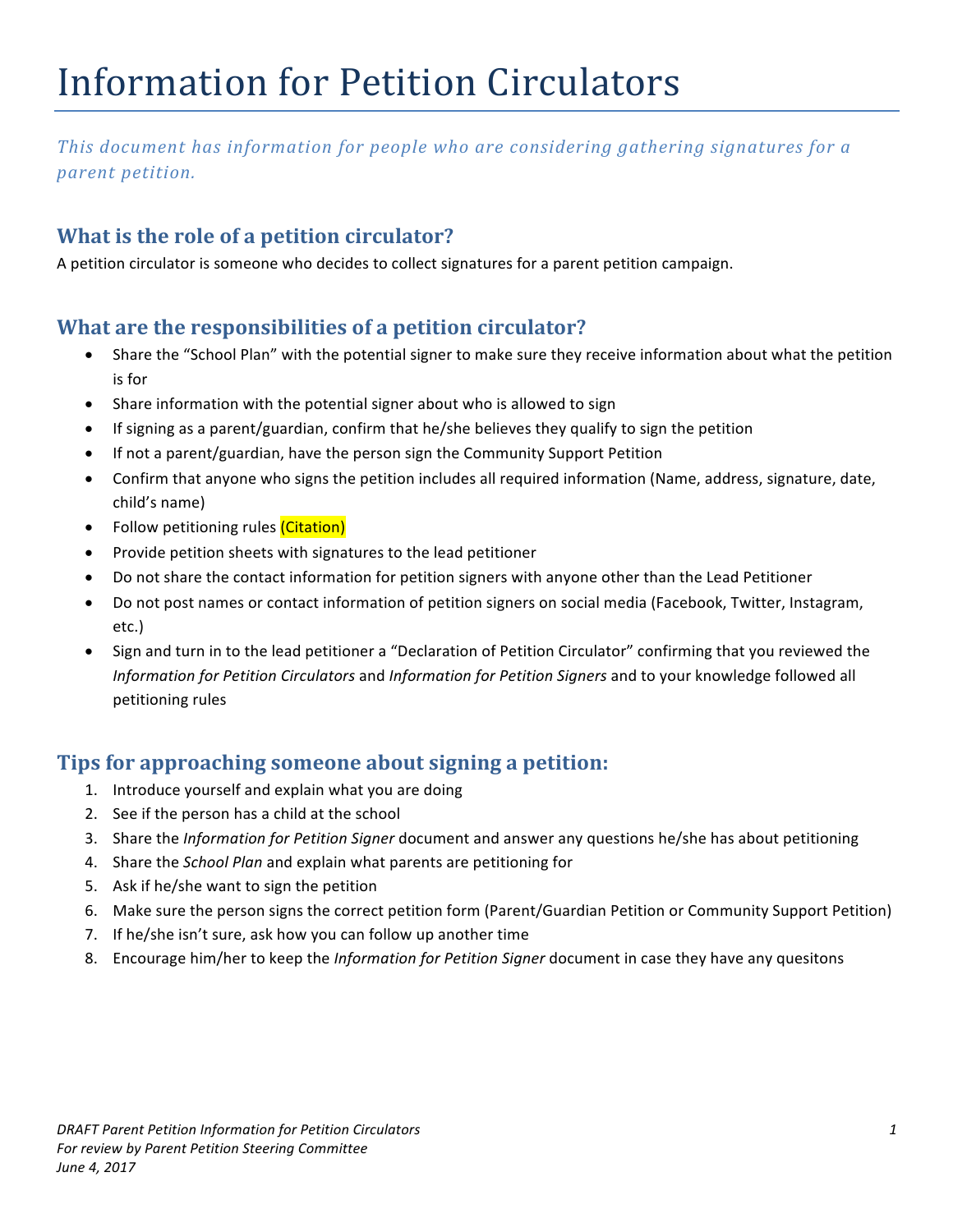# Information for Petition Circulators

*This document has information for people who are considering gathering signatures for a parent petition.*

## What is the role of a petition circulator?

A petition circulator is someone who decides to collect signatures for a parent petition campaign.

## What are the responsibilities of a petition circulator?

- Share the "School Plan" with the potential signer to make sure they receive information about what the petition is for
- Share information with the potential signer about who is allowed to sign
- If signing as a parent/guardian, confirm that he/she believes they qualify to sign the petition
- If not a parent/guardian, have the person sign the Community Support Petition
- Confirm that anyone who signs the petition includes all required information (Name, address, signature, date, child's name)
- Follow petitioning rules (Citation)
- Provide petition sheets with signatures to the lead petitioner
- Do not share the contact information for petition signers with anyone other than the Lead Petitioner
- Do not post names or contact information of petition signers on social media (Facebook, Twitter, Instagram, etc.)
- Sign and turn in to the lead petitioner a "Declaration of Petition Circulator" confirming that you reviewed the *Information for Petition Circulators* and *Information for Petition Signers* and to your knowledge followed all petitioning rules

## Tips for approaching someone about signing a petition:

1. Introduce yourself and explain what you are doing
2. See if the person has a child at the school
3. Share the *Information for Petition Signer* document and answer any questions he/she has about petitioning
4. Share the *School Plan* and explain what parents are petitioning for
5. Ask if he/she want to sign the petition
6. Make sure the person signs the correct petition form (Parent/Guardian Petition or Community Support Petition)
7. If he/she isn't sure, ask how you can follow up another time
8. Encourage him/her to keep the *Information for Petition Signer* document in case they have any quesitons

*DRAFT Parent Petition Information for Petition Circulators*
*For review by Parent Petition Steering Committee*
*June 4, 2017*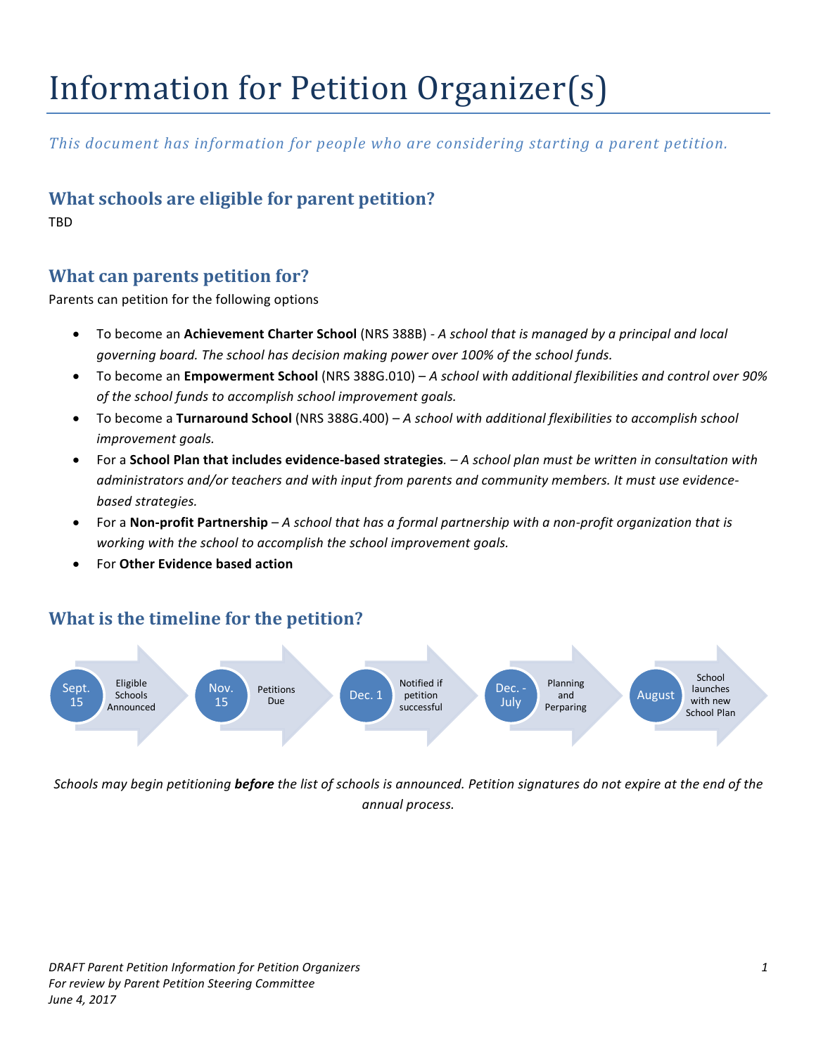# Information for Petition Organizer(s)

*This document has information for people who are considering starting a parent petition.*

## What schools are eligible for parent petition?

TBD

## What can parents petition for?

Parents can petition for the following options

- To become an **Achievement Charter School** (NRS 388B) - *A school that is managed by a principal and local governing board. The school has decision making power over 100% of the school funds.*
- To become an **Empowerment School** (NRS 388G.010) – *A school with additional flexibilities and control over 90% of the school funds to accomplish school improvement goals.*
- To become a **Turnaround School** (NRS 388G.400) – *A school with additional flexibilities to accomplish school improvement goals.*
- For a **School Plan that includes evidence-based strategies**. – *A school plan must be written in consultation with administrators and/or teachers and with input from parents and community members. It must use evidence-based strategies.*
- For a **Non-profit Partnership** – *A school that has a formal partnership with a non-profit organization that is working with the school to accomplish the school improvement goals.*
- For **Other Evidence based action**

## What is the timeline for the petition?

- **Sept. 15** – Eligible Schools Announced
- **Nov. 15** – Petitions Due
- **Dec. 1** – Notified if petition successful
- **Dec. - July** – Planning and Perparing
- **August** – School launches with new School Plan

*Schools may begin petitioning **before** the list of schools is announced. Petition signatures do not expire at the end of the annual process.*

*DRAFT Parent Petition Information for Petition Organizers*
*For review by Parent Petition Steering Committee*
*June 4, 2017*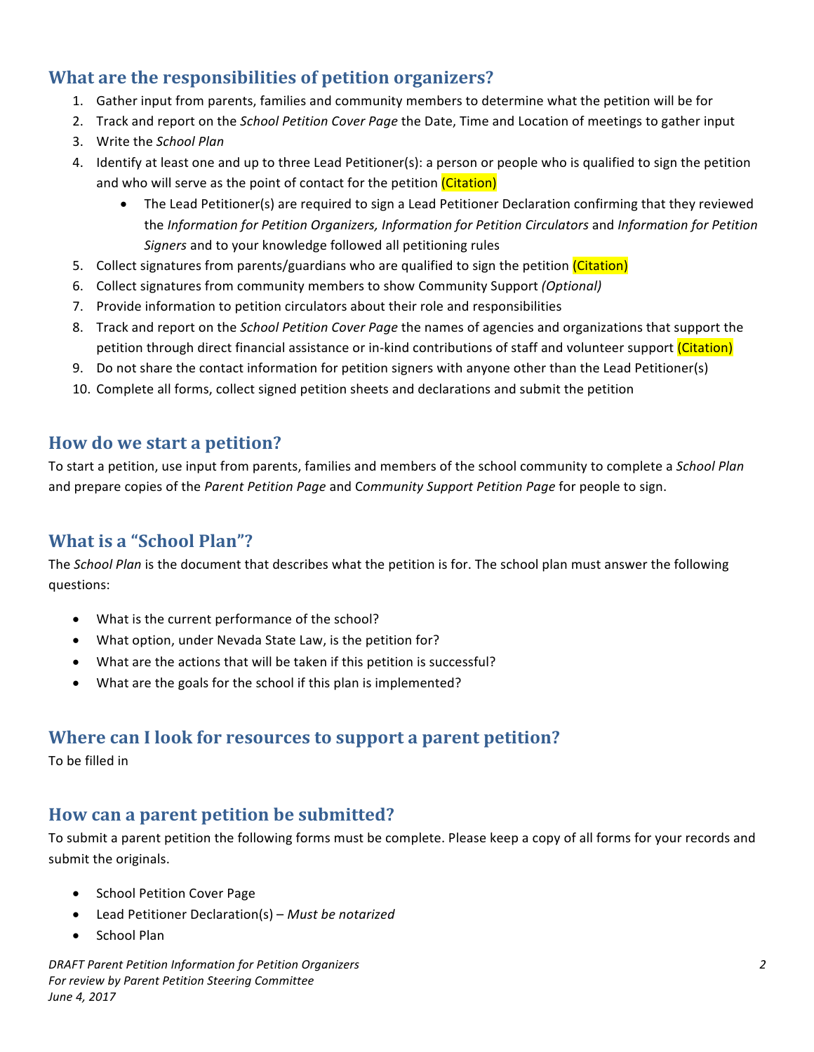## What are the responsibilities of petition organizers?

1. Gather input from parents, families and community members to determine what the petition will be for
2. Track and report on the *School Petition Cover Page* the Date, Time and Location of meetings to gather input
3. Write the *School Plan*
4. Identify at least one and up to three Lead Petitioner(s): a person or people who is qualified to sign the petition and who will serve as the point of contact for the petition (Citation)
   - The Lead Petitioner(s) are required to sign a Lead Petitioner Declaration confirming that they reviewed the *Information for Petition Organizers, Information for Petition Circulators* and *Information for Petition Signers* and to your knowledge followed all petitioning rules
5. Collect signatures from parents/guardians who are qualified to sign the petition (Citation)
6. Collect signatures from community members to show Community Support *(Optional)*
7. Provide information to petition circulators about their role and responsibilities
8. Track and report on the *School Petition Cover Page* the names of agencies and organizations that support the petition through direct financial assistance or in-kind contributions of staff and volunteer support (Citation)
9. Do not share the contact information for petition signers with anyone other than the Lead Petitioner(s)
10. Complete all forms, collect signed petition sheets and declarations and submit the petition

## How do we start a petition?

To start a petition, use input from parents, families and members of the school community to complete a *School Plan* and prepare copies of the *Parent Petition Page* and *Community Support Petition Page* for people to sign.

## What is a "School Plan"?

The *School Plan* is the document that describes what the petition is for. The school plan must answer the following questions:

- What is the current performance of the school?
- What option, under Nevada State Law, is the petition for?
- What are the actions that will be taken if this petition is successful?
- What are the goals for the school if this plan is implemented?

## Where can I look for resources to support a parent petition?

To be filled in

## How can a parent petition be submitted?

To submit a parent petition the following forms must be complete. Please keep a copy of all forms for your records and submit the originals.

- School Petition Cover Page
- Lead Petitioner Declaration(s) – *Must be notarized*
- School Plan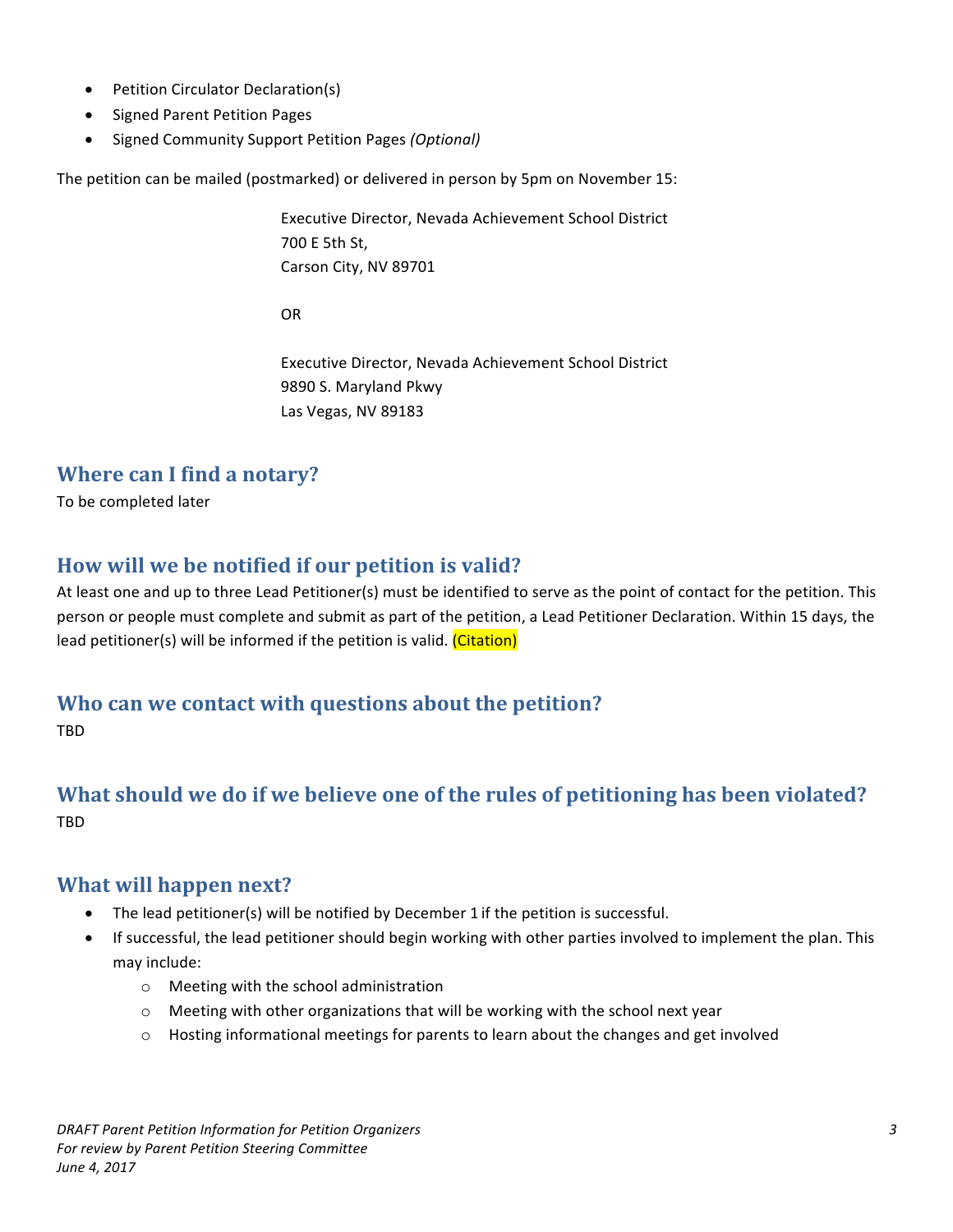- Petition Circulator Declaration(s)
- Signed Parent Petition Pages
- Signed Community Support Petition Pages *(Optional)*

The petition can be mailed (postmarked) or delivered in person by 5pm on November 15:

Executive Director, Nevada Achievement School District
700 E 5th St,
Carson City, NV 89701

OR

Executive Director, Nevada Achievement School District
9890 S. Maryland Pkwy
Las Vegas, NV 89183

## Where can I find a notary?

To be completed later

## How will we be notified if our petition is valid?

At least one and up to three Lead Petitioner(s) must be identified to serve as the point of contact for the petition. This person or people must complete and submit as part of the petition, a Lead Petitioner Declaration. Within 15 days, the lead petitioner(s) will be informed if the petition is valid. (Citation)

## Who can we contact with questions about the petition?

TBD

## What should we do if we believe one of the rules of petitioning has been violated?

TBD

## What will happen next?

- The lead petitioner(s) will be notified by December 1 if the petition is successful.
- If successful, the lead petitioner should begin working with other parties involved to implement the plan. This may include:
  - Meeting with the school administration
  - Meeting with other organizations that will be working with the school next year
  - Hosting informational meetings for parents to learn about the changes and get involved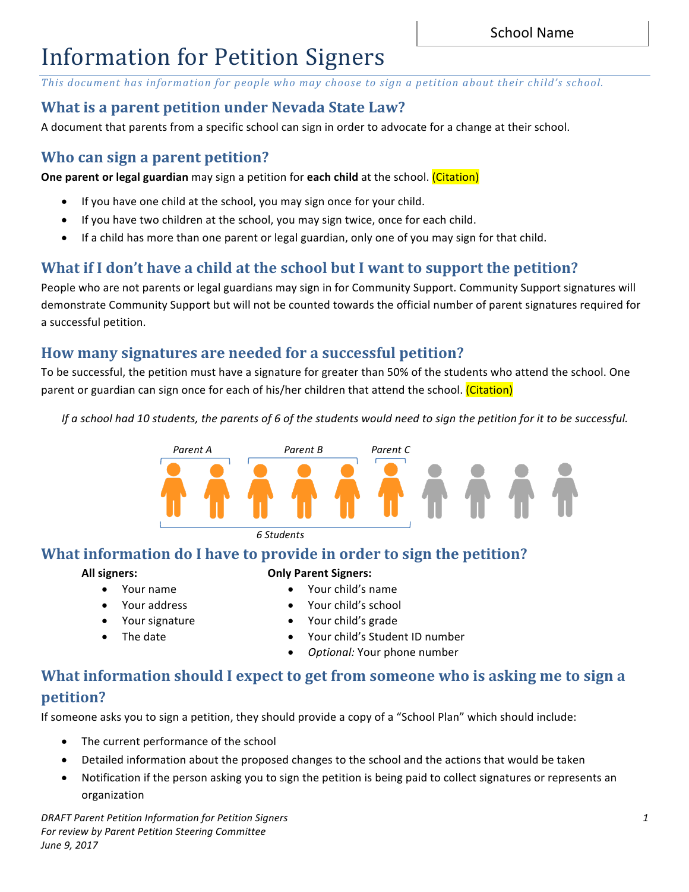School Name

# Information for Petition Signers

*This document has information for people who may choose to sign a petition about their child's school.*

## What is a parent petition under Nevada State Law?

A document that parents from a specific school can sign in order to advocate for a change at their school.

## Who can sign a parent petition?

**One parent or legal guardian** may sign a petition for **each child** at the school. (Citation)

- If you have one child at the school, you may sign once for your child.
- If you have two children at the school, you may sign twice, once for each child.
- If a child has more than one parent or legal guardian, only one of you may sign for that child.

## What if I don't have a child at the school but I want to support the petition?

People who are not parents or legal guardians may sign in for Community Support. Community Support signatures will demonstrate Community Support but will not be counted towards the official number of parent signatures required for a successful petition.

## How many signatures are needed for a successful petition?

To be successful, the petition must have a signature for greater than 50% of the students who attend the school. One parent or guardian can sign once for each of his/her children that attend the school. (Citation)

*If a school had 10 students, the parents of 6 of the students would need to sign the petition for it to be successful.*

*Parent A* *Parent B* *Parent C*

*6 Students*

## What information do I have to provide in order to sign the petition?

**All signers:**

- Your name
- Your address
- Your signature
- The date

**Only Parent Signers:**

- Your child's name
- Your child's school
- Your child's grade
- Your child's Student ID number
- *Optional:* Your phone number

## What information should I expect to get from someone who is asking me to sign a petition?

If someone asks you to sign a petition, they should provide a copy of a "School Plan" which should include:

- The current performance of the school
- Detailed information about the proposed changes to the school and the actions that would be taken
- Notification if the person asking you to sign the petition is being paid to collect signatures or represents an organization

*DRAFT Parent Petition Information for Petition Signers*
*For review by Parent Petition Steering Committee*
*June 9, 2017*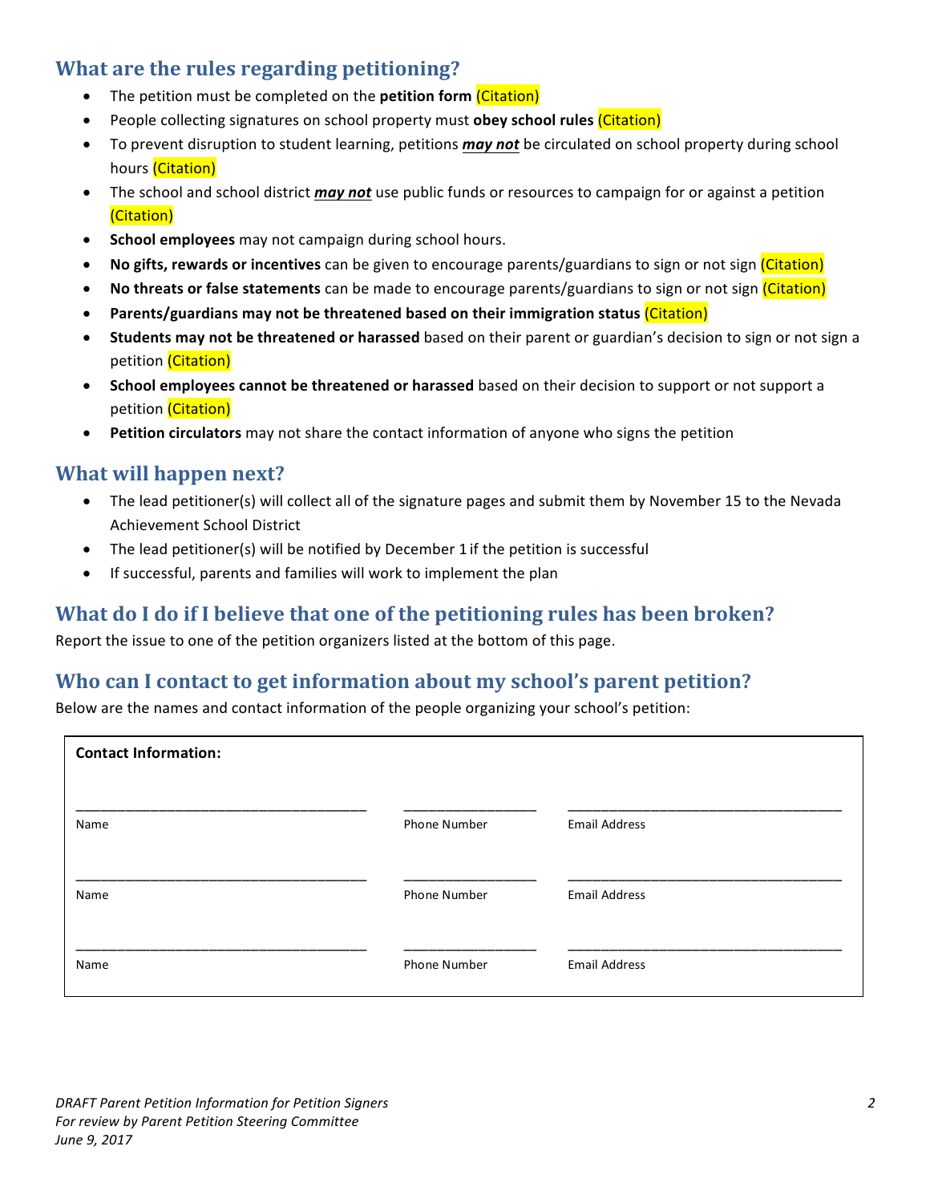## What are the rules regarding petitioning?

- The petition must be completed on the **petition form** (Citation)
- People collecting signatures on school property must **obey school rules** (Citation)
- To prevent disruption to student learning, petitions ***may not*** be circulated on school property during school hours (Citation)
- The school and school district ***may not*** use public funds or resources to campaign for or against a petition (Citation)
- **School employees** may not campaign during school hours.
- **No gifts, rewards or incentives** can be given to encourage parents/guardians to sign or not sign (Citation)
- **No threats or false statements** can be made to encourage parents/guardians to sign or not sign (Citation)
- **Parents/guardians may not be threatened based on their immigration status** (Citation)
- **Students may not be threatened or harassed** based on their parent or guardian's decision to sign or not sign a petition (Citation)
- **School employees cannot be threatened or harassed** based on their decision to support or not support a petition (Citation)
- **Petition circulators** may not share the contact information of anyone who signs the petition

## What will happen next?

- The lead petitioner(s) will collect all of the signature pages and submit them by November 15 to the Nevada Achievement School District
- The lead petitioner(s) will be notified by December 1 if the petition is successful
- If successful, parents and families will work to implement the plan

## What do I do if I believe that one of the petitioning rules has been broken?

Report the issue to one of the petition organizers listed at the bottom of this page.

## Who can I contact to get information about my school's parent petition?

Below are the names and contact information of the people organizing your school's petition:

**Contact Information:**

| Name | Phone Number | Email Address |
|---|---|---|
| ____________________ | ____________ | ____________________ |
| ____________________ | ____________ | ____________________ |
| ____________________ | ____________ | ____________________ |

*DRAFT Parent Petition Information for Petition Signers*
*For review by Parent Petition Steering Committee*
*June 9, 2017*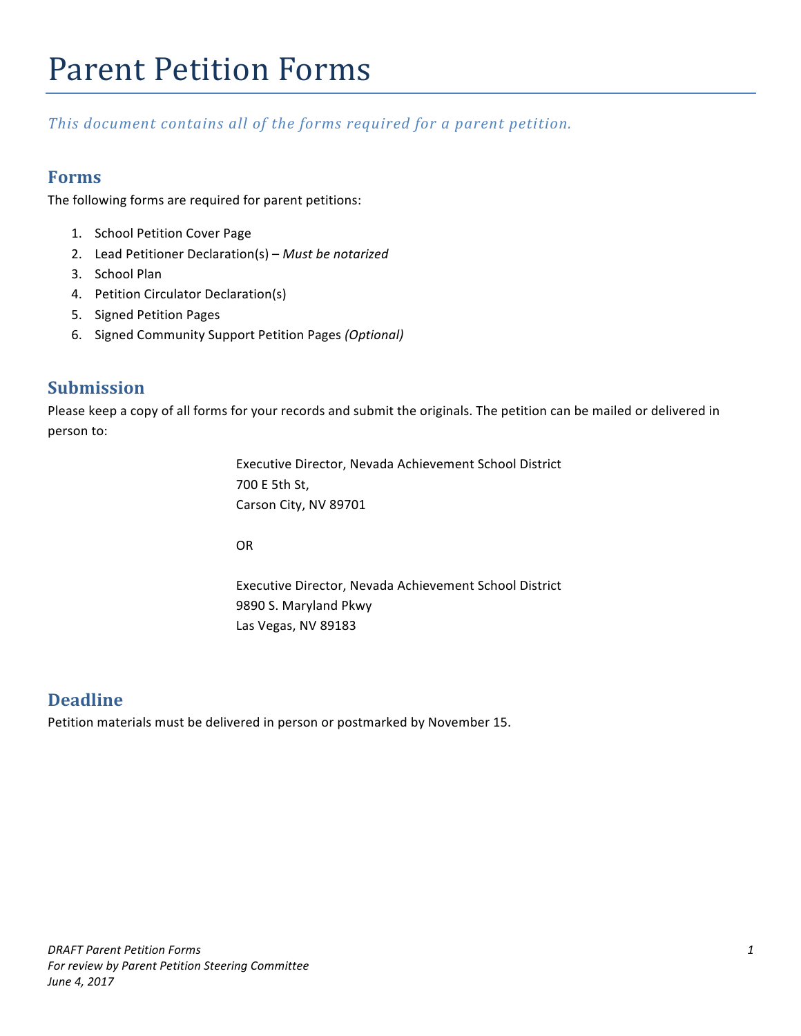# Parent Petition Forms

*This document contains all of the forms required for a parent petition.*

## Forms

The following forms are required for parent petitions:

1. School Petition Cover Page
2. Lead Petitioner Declaration(s) – *Must be notarized*
3. School Plan
4. Petition Circulator Declaration(s)
5. Signed Petition Pages
6. Signed Community Support Petition Pages *(Optional)*

## Submission

Please keep a copy of all forms for your records and submit the originals. The petition can be mailed or delivered in person to:

Executive Director, Nevada Achievement School District
700 E 5th St,
Carson City, NV 89701

OR

Executive Director, Nevada Achievement School District
9890 S. Maryland Pkwy
Las Vegas, NV 89183

## Deadline

Petition materials must be delivered in person or postmarked by November 15.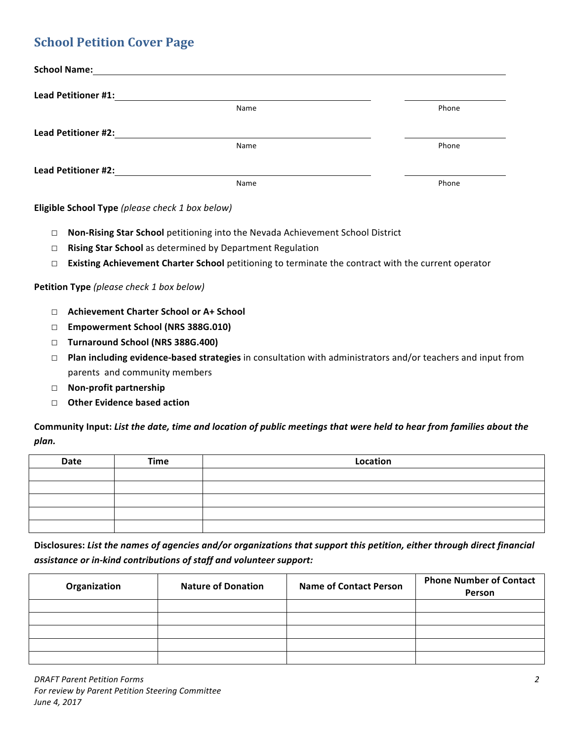## School Petition Cover Page

**School Name:** ____________________________________________

**Lead Petitioner #1:** ______________________________ ______________
Name Phone

**Lead Petitioner #2:** ______________________________ ______________
Name Phone

**Lead Petitioner #2:** ______________________________ ______________
Name Phone

**Eligible School Type** *(please check 1 box below)*

- ☐ **Non-Rising Star School** petitioning into the Nevada Achievement School District
- ☐ **Rising Star School** as determined by Department Regulation
- ☐ **Existing Achievement Charter School** petitioning to terminate the contract with the current operator

**Petition Type** *(please check 1 box below)*

- ☐ **Achievement Charter School or A+ School**
- ☐ **Empowerment School (NRS 388G.010)**
- ☐ **Turnaround School (NRS 388G.400)**
- ☐ **Plan including evidence-based strategies** in consultation with administrators and/or teachers and input from parents and community members
- ☐ **Non-profit partnership**
- ☐ **Other Evidence based action**

**Community Input:** ***List the date, time and location of public meetings that were held to hear from families about the plan.***

| Date | Time | Location |
|---|---|---|
| | | |
| | | |
| | | |
| | | |
| | | |

**Disclosures:** ***List the names of agencies and/or organizations that support this petition, either through direct financial assistance or in-kind contributions of staff and volunteer support:***

| Organization | Nature of Donation | Name of Contact Person | Phone Number of Contact Person |
|---|---|---|---|
| | | | |
| | | | |
| | | | |
| | | | |
| | | | |

*DRAFT Parent Petition Forms*
*For review by Parent Petition Steering Committee*
*June 4, 2017*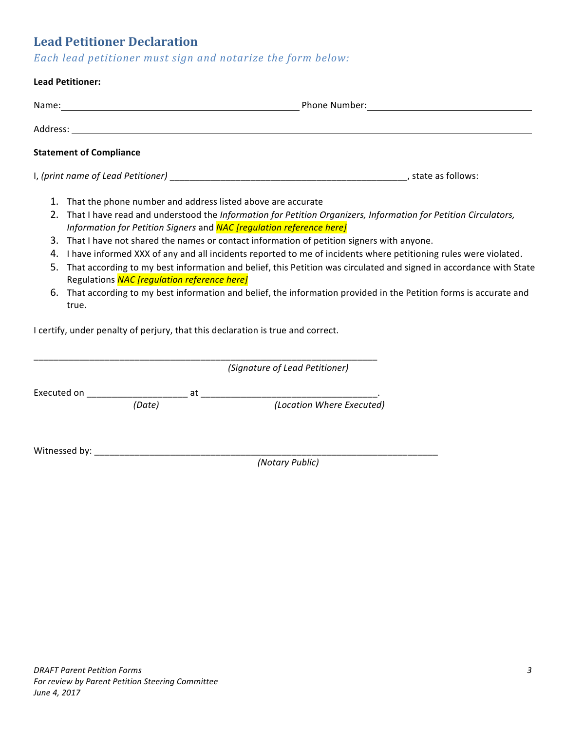## Lead Petitioner Declaration

*Each lead petitioner must sign and notarize the form below:*

**Lead Petitioner:**

Name:\_\_\_\_\_\_\_\_\_\_\_\_\_\_\_\_\_\_\_\_\_\_\_\_\_\_\_\_\_\_\_\_\_\_\_\_\_\_\_\_\_\_\_\_\_\_\_\_ Phone Number:\_\_\_\_\_\_\_\_\_\_\_\_\_\_\_\_\_\_\_\_\_\_\_\_\_\_\_\_\_\_\_\_\_\_

Address: \_\_\_\_\_\_\_\_\_\_\_\_\_\_\_\_\_\_\_\_\_\_\_\_\_\_\_\_\_\_\_\_\_\_\_\_\_\_\_\_\_\_\_\_\_\_\_\_\_\_\_\_\_\_\_\_\_\_\_\_\_\_\_\_\_\_\_\_\_\_\_\_\_\_\_\_\_\_\_\_\_\_\_\_\_\_\_\_\_\_\_\_\_\_

**Statement of Compliance**

I, *(print name of Lead Petitioner)* \_\_\_\_\_\_\_\_\_\_\_\_\_\_\_\_\_\_\_\_\_\_\_\_\_\_\_\_\_\_\_\_\_\_\_\_\_\_\_\_\_\_\_\_\_\_\_\_\_, state as follows:

1. That the phone number and address listed above are accurate
2. That I have read and understood the *Information for Petition Organizers, Information for Petition Circulators, Information for Petition Signers* and *NAC [regulation reference here]*
3. That I have not shared the names or contact information of petition signers with anyone.
4. I have informed XXX of any and all incidents reported to me of incidents where petitioning rules were violated.
5. That according to my best information and belief, this Petition was circulated and signed in accordance with State Regulations *NAC [regulation reference here]*
6. That according to my best information and belief, the information provided in the Petition forms is accurate and true.

I certify, under penalty of perjury, that this declaration is true and correct.

\_\_\_\_\_\_\_\_\_\_\_\_\_\_\_\_\_\_\_\_\_\_\_\_\_\_\_\_\_\_\_\_\_\_\_\_\_\_\_\_\_\_\_\_\_\_\_\_\_\_\_\_\_\_\_\_\_\_\_\_\_\_\_\_\_\_\_\_\_\_\_

*(Signature of Lead Petitioner)*

Executed on \_\_\_\_\_\_\_\_\_\_\_\_\_\_\_\_\_\_\_\_ at \_\_\_\_\_\_\_\_\_\_\_\_\_\_\_\_\_\_\_\_\_\_\_\_\_\_\_\_\_\_\_\_\_\_\_\_.

*(Date)* *(Location Where Executed)*

Witnessed by: \_\_\_\_\_\_\_\_\_\_\_\_\_\_\_\_\_\_\_\_\_\_\_\_\_\_\_\_\_\_\_\_\_\_\_\_\_\_\_\_\_\_\_\_\_\_\_\_\_\_\_\_\_\_\_\_\_\_\_\_\_\_\_\_\_\_\_\_\_\_\_

*(Notary Public)*

*DRAFT Parent Petition Forms*
*For review by Parent Petition Steering Committee*
*June 4, 2017*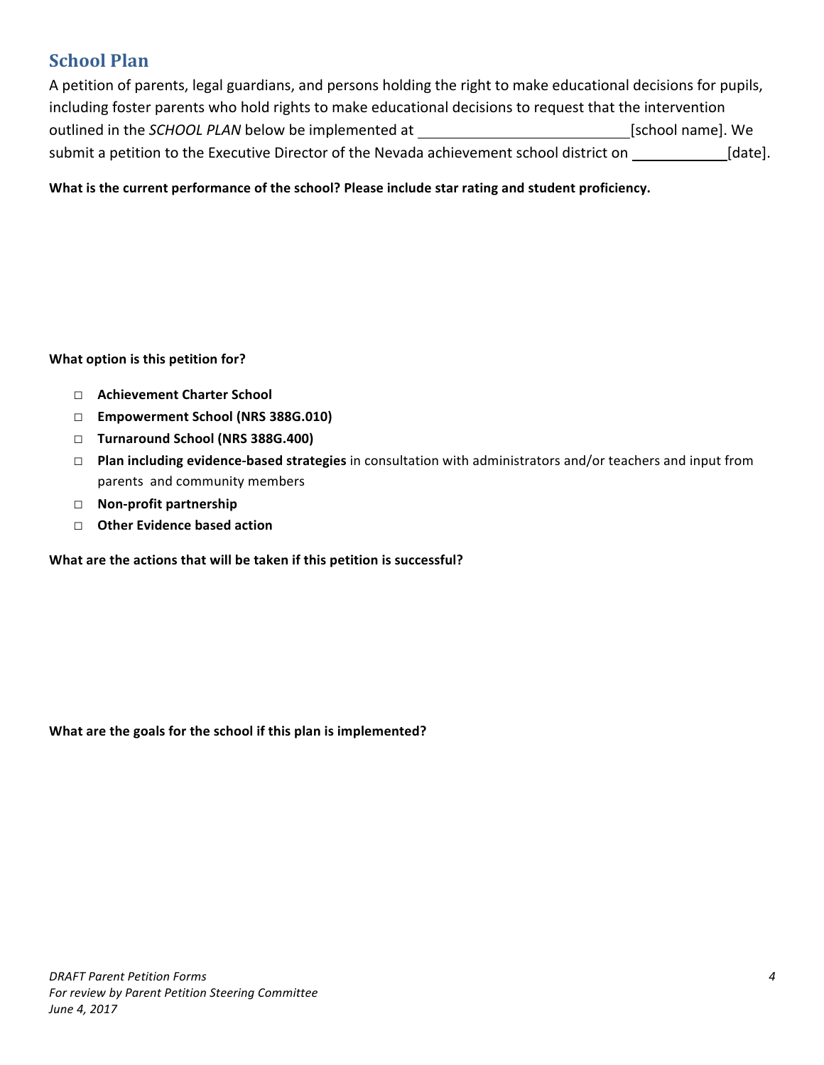## School Plan

A petition of parents, legal guardians, and persons holding the right to make educational decisions for pupils, including foster parents who hold rights to make educational decisions to request that the intervention outlined in the *SCHOOL PLAN* below be implemented at ___________________________ [school name]. We submit a petition to the Executive Director of the Nevada achievement school district on ____________ [date].

**What is the current performance of the school? Please include star rating and student proficiency.**

**What option is this petition for?**

- □ **Achievement Charter School**
- □ **Empowerment School (NRS 388G.010)**
- □ **Turnaround School (NRS 388G.400)**
- □ **Plan including evidence-based strategies** in consultation with administrators and/or teachers and input from parents and community members
- □ **Non-profit partnership**
- □ **Other Evidence based action**

**What are the actions that will be taken if this petition is successful?**

**What are the goals for the school if this plan is implemented?**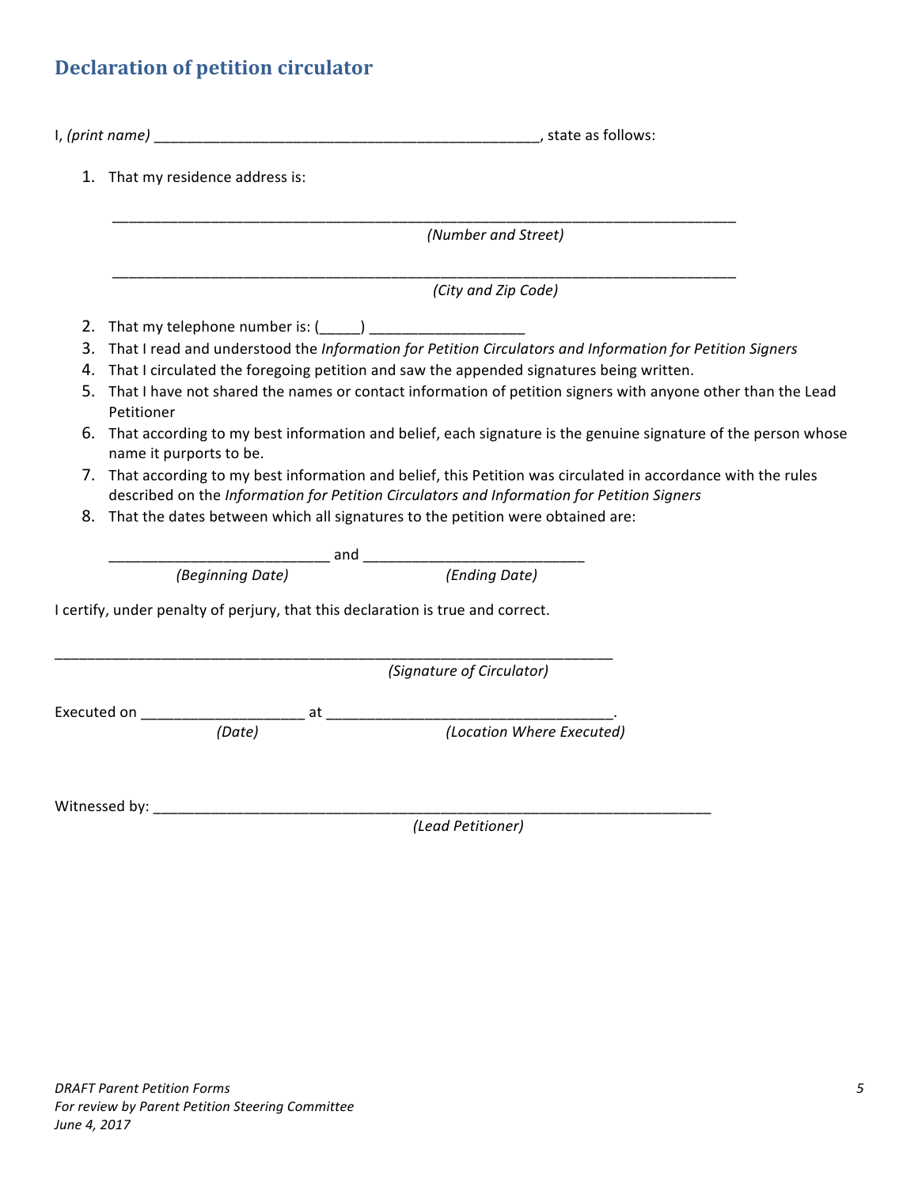## Declaration of petition circulator

I, *(print name)* _______________________________________________, state as follows:

1. That my residence address is:

   ____________________________________________________________________________
   *(Number and Street)*

   ____________________________________________________________________________
   *(City and Zip Code)*

2. That my telephone number is: (_____) ___________________
3. That I read and understood the *Information for Petition Circulators and Information for Petition Signers*
4. That I circulated the foregoing petition and saw the appended signatures being written.
5. That I have not shared the names or contact information of petition signers with anyone other than the Lead Petitioner
6. That according to my best information and belief, each signature is the genuine signature of the person whose name it purports to be.
7. That according to my best information and belief, this Petition was circulated in accordance with the rules described on the *Information for Petition Circulators and Information for Petition Signers*
8. That the dates between which all signatures to the petition were obtained are:

   ___________________________ and ___________________________
   *(Beginning Date)* *(Ending Date)*

I certify, under penalty of perjury, that this declaration is true and correct.

_____________________________________________________________________
*(Signature of Circulator)*

Executed on ____________________ at ___________________________________.
*(Date)* *(Location Where Executed)*

Witnessed by: _____________________________________________________________________
*(Lead Petitioner)*

*DRAFT Parent Petition Forms*
*For review by Parent Petition Steering Committee*
*June 4, 2017*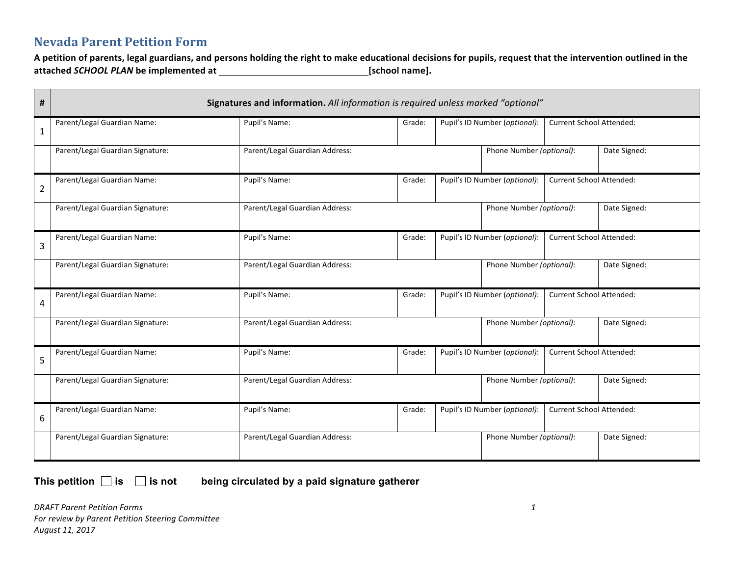# Nevada Parent Petition Form

**A petition of parents, legal guardians, and persons holding the right to make educational decisions for pupils, request that the intervention outlined in the attached *SCHOOL PLAN* be implemented at \_\_\_\_\_\_\_\_\_\_\_\_\_\_\_\_\_\_\_\_\_\_\_\_\_\_\_\_\_\_ [school name].**

| # | **Signatures and information.** *All information is required unless marked "optional"* | | | | |
|---|---|---|---|---|---|
| 1 | Parent/Legal Guardian Name: | Pupil's Name: | Grade: | Pupil's ID Number (*optional*): | Current School Attended: |
| | Parent/Legal Guardian Signature: | Parent/Legal Guardian Address: | | Phone Number (*optional*): | Date Signed: |
| 2 | Parent/Legal Guardian Name: | Pupil's Name: | Grade: | Pupil's ID Number (*optional*): | Current School Attended: |
| | Parent/Legal Guardian Signature: | Parent/Legal Guardian Address: | | Phone Number (*optional*): | Date Signed: |
| 3 | Parent/Legal Guardian Name: | Pupil's Name: | Grade: | Pupil's ID Number (*optional*): | Current School Attended: |
| | Parent/Legal Guardian Signature: | Parent/Legal Guardian Address: | | Phone Number (*optional*): | Date Signed: |
| 4 | Parent/Legal Guardian Name: | Pupil's Name: | Grade: | Pupil's ID Number (*optional*): | Current School Attended: |
| | Parent/Legal Guardian Signature: | Parent/Legal Guardian Address: | | Phone Number (*optional*): | Date Signed: |
| 5 | Parent/Legal Guardian Name: | Pupil's Name: | Grade: | Pupil's ID Number (*optional*): | Current School Attended: |
| | Parent/Legal Guardian Signature: | Parent/Legal Guardian Address: | | Phone Number (*optional*): | Date Signed: |
| 6 | Parent/Legal Guardian Name: | Pupil's Name: | Grade: | Pupil's ID Number (*optional*): | Current School Attended: |
| | Parent/Legal Guardian Signature: | Parent/Legal Guardian Address: | | Phone Number (*optional*): | Date Signed: |

**This petition ☐ is ☐ is not being circulated by a paid signature gatherer**

*DRAFT Parent Petition Forms*
*For review by Parent Petition Steering Committee*
*August 11, 2017*